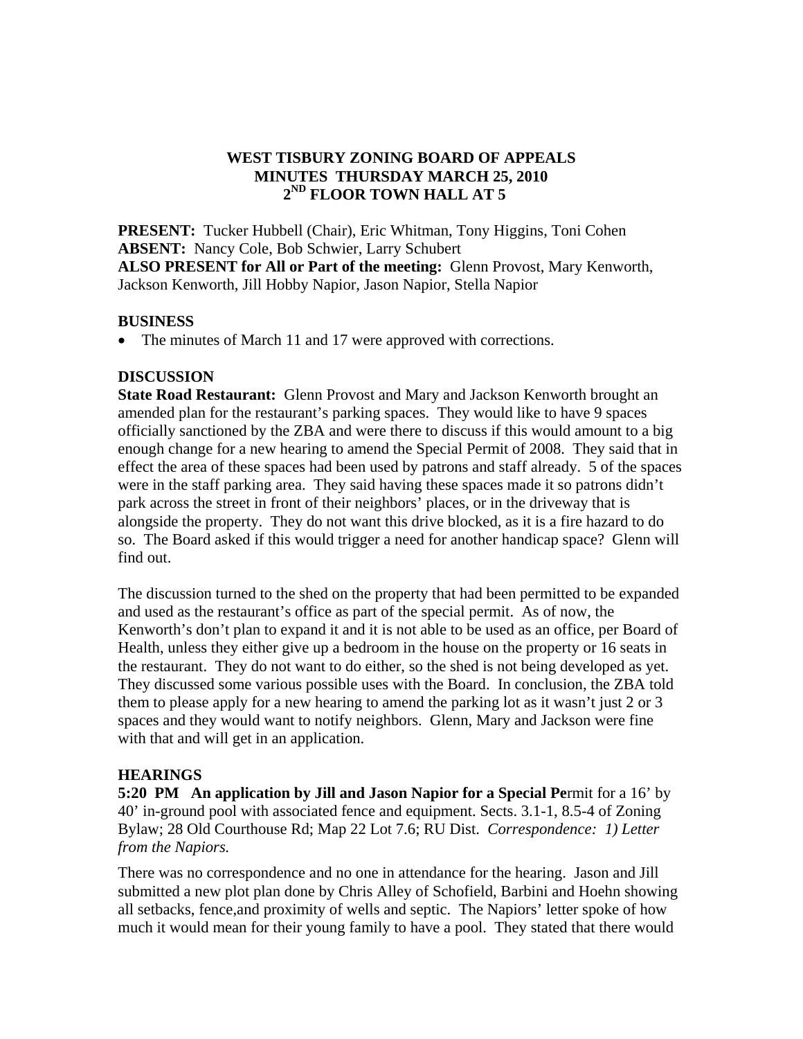# WEST TISBURY ZONING BOARD OF APPEALS
## MINUTES THURSDAY MARCH 25, 2010
## 2ND FLOOR TOWN HALL AT 5

**PRESENT:** Tucker Hubbell (Chair), Eric Whitman, Tony Higgins, Toni Cohen
**ABSENT:** Nancy Cole, Bob Schwier, Larry Schubert
**ALSO PRESENT for All or Part of the meeting:** Glenn Provost, Mary Kenworth, Jackson Kenworth, Jill Hobby Napior, Jason Napior, Stella Napior

**BUSINESS**

- The minutes of March 11 and 17 were approved with corrections.

**DISCUSSION**

**State Road Restaurant:** Glenn Provost and Mary and Jackson Kenworth brought an amended plan for the restaurant's parking spaces. They would like to have 9 spaces officially sanctioned by the ZBA and were there to discuss if this would amount to a big enough change for a new hearing to amend the Special Permit of 2008. They said that in effect the area of these spaces had been used by patrons and staff already. 5 of the spaces were in the staff parking area. They said having these spaces made it so patrons didn't park across the street in front of their neighbors' places, or in the driveway that is alongside the property. They do not want this drive blocked, as it is a fire hazard to do so. The Board asked if this would trigger a need for another handicap space? Glenn will find out.

The discussion turned to the shed on the property that had been permitted to be expanded and used as the restaurant's office as part of the special permit. As of now, the Kenworth's don't plan to expand it and it is not able to be used as an office, per Board of Health, unless they either give up a bedroom in the house on the property or 16 seats in the restaurant. They do not want to do either, so the shed is not being developed as yet. They discussed some various possible uses with the Board. In conclusion, the ZBA told them to please apply for a new hearing to amend the parking lot as it wasn't just 2 or 3 spaces and they would want to notify neighbors. Glenn, Mary and Jackson were fine with that and will get in an application.

**HEARINGS**

**5:20 PM An application by Jill and Jason Napior for a Special Pe**rmit for a 16' by 40' in-ground pool with associated fence and equipment. Sects. 3.1-1, 8.5-4 of Zoning Bylaw; 28 Old Courthouse Rd; Map 22 Lot 7.6; RU Dist. *Correspondence: 1) Letter from the Napiors.*

There was no correspondence and no one in attendance for the hearing. Jason and Jill submitted a new plot plan done by Chris Alley of Schofield, Barbini and Hoehn showing all setbacks, fence,and proximity of wells and septic. The Napiors' letter spoke of how much it would mean for their young family to have a pool. They stated that there would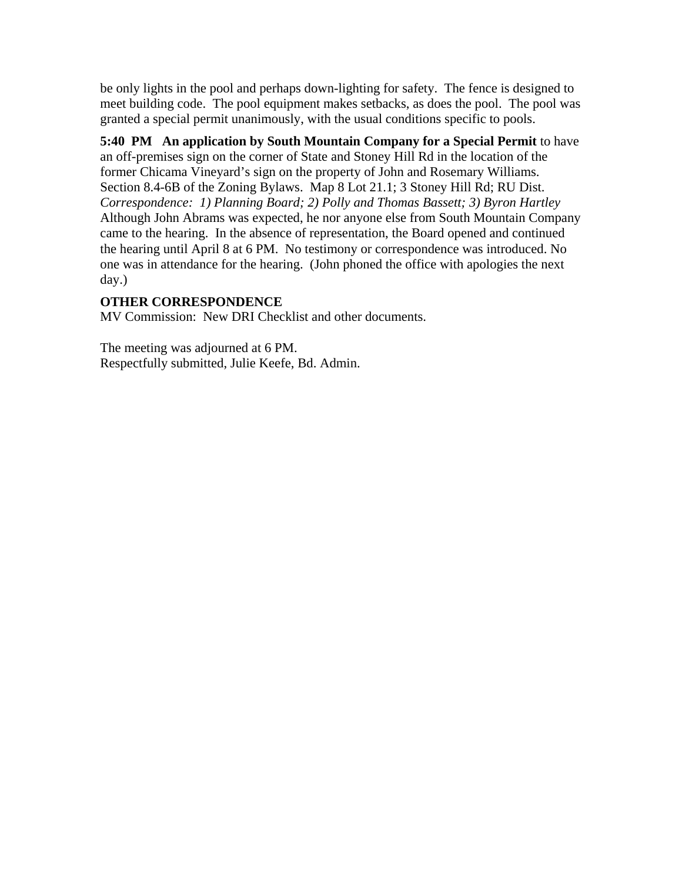be only lights in the pool and perhaps down-lighting for safety. The fence is designed to meet building code. The pool equipment makes setbacks, as does the pool. The pool was granted a special permit unanimously, with the usual conditions specific to pools.

**5:40 PM An application by South Mountain Company for a Special Permit** to have an off-premises sign on the corner of State and Stoney Hill Rd in the location of the former Chicama Vineyard's sign on the property of John and Rosemary Williams. Section 8.4-6B of the Zoning Bylaws. Map 8 Lot 21.1; 3 Stoney Hill Rd; RU Dist. *Correspondence: 1) Planning Board; 2) Polly and Thomas Bassett; 3) Byron Hartley* Although John Abrams was expected, he nor anyone else from South Mountain Company came to the hearing. In the absence of representation, the Board opened and continued the hearing until April 8 at 6 PM. No testimony or correspondence was introduced. No one was in attendance for the hearing. (John phoned the office with apologies the next day.)

**OTHER CORRESPONDENCE**
MV Commission: New DRI Checklist and other documents.

The meeting was adjourned at 6 PM.
Respectfully submitted, Julie Keefe, Bd. Admin.